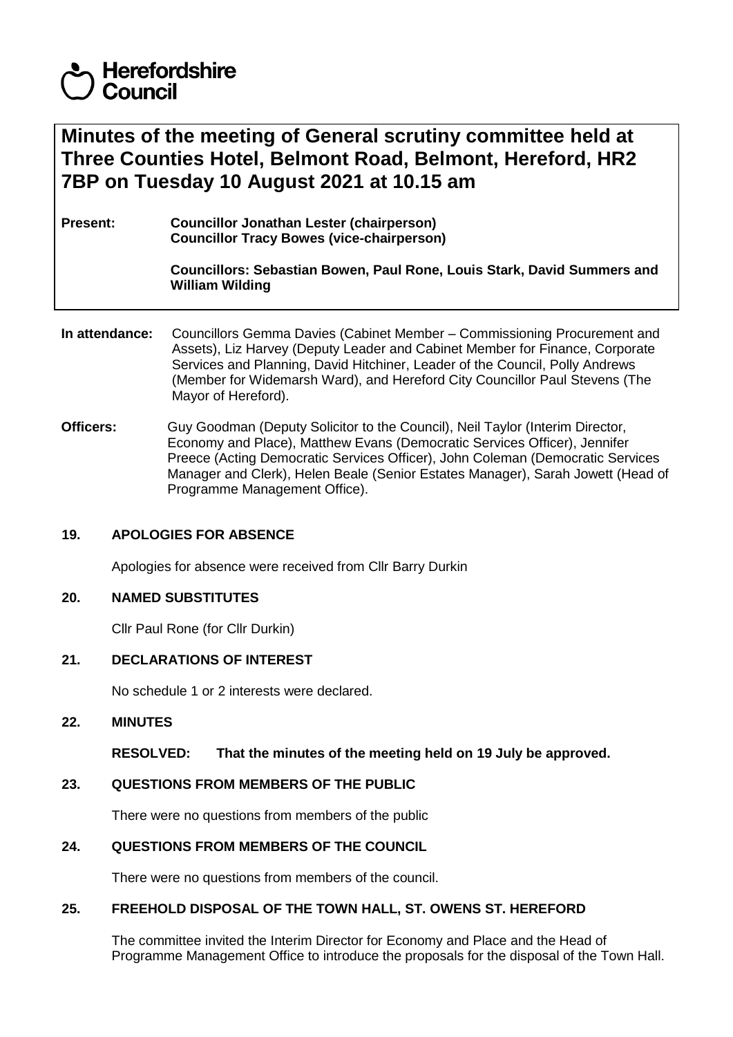Herefordshire Council

# Minutes of the meeting of General scrutiny committee held at Three Counties Hotel, Belmont Road, Belmont, Hereford, HR2 7BP on Tuesday 10 August 2021 at 10.15 am

**Present:** **Councillor Jonathan Lester (chairperson)**
**Councillor Tracy Bowes (vice-chairperson)**

**Councillors: Sebastian Bowen, Paul Rone, Louis Stark, David Summers and William Wilding**

**In attendance:** Councillors Gemma Davies (Cabinet Member – Commissioning Procurement and Assets), Liz Harvey (Deputy Leader and Cabinet Member for Finance, Corporate Services and Planning, David Hitchiner, Leader of the Council, Polly Andrews (Member for Widemarsh Ward), and Hereford City Councillor Paul Stevens (The Mayor of Hereford).

**Officers:** Guy Goodman (Deputy Solicitor to the Council), Neil Taylor (Interim Director, Economy and Place), Matthew Evans (Democratic Services Officer), Jennifer Preece (Acting Democratic Services Officer), John Coleman (Democratic Services Manager and Clerk), Helen Beale (Senior Estates Manager), Sarah Jowett (Head of Programme Management Office).

## 19. APOLOGIES FOR ABSENCE

Apologies for absence were received from Cllr Barry Durkin

## 20. NAMED SUBSTITUTES

Cllr Paul Rone (for Cllr Durkin)

## 21. DECLARATIONS OF INTEREST

No schedule 1 or 2 interests were declared.

## 22. MINUTES

**RESOLVED: That the minutes of the meeting held on 19 July be approved.**

## 23. QUESTIONS FROM MEMBERS OF THE PUBLIC

There were no questions from members of the public

## 24. QUESTIONS FROM MEMBERS OF THE COUNCIL

There were no questions from members of the council.

## 25. FREEHOLD DISPOSAL OF THE TOWN HALL, ST. OWENS ST. HEREFORD

The committee invited the Interim Director for Economy and Place and the Head of Programme Management Office to introduce the proposals for the disposal of the Town Hall.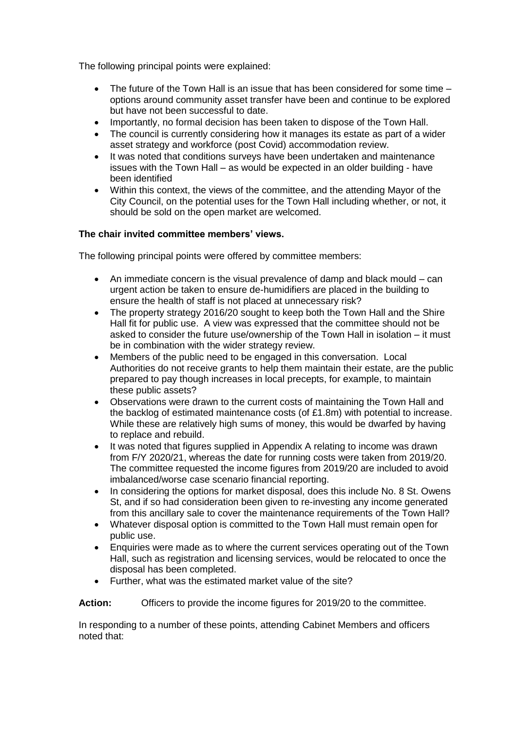The following principal points were explained:

- The future of the Town Hall is an issue that has been considered for some time – options around community asset transfer have been and continue to be explored but have not been successful to date.
- Importantly, no formal decision has been taken to dispose of the Town Hall.
- The council is currently considering how it manages its estate as part of a wider asset strategy and workforce (post Covid) accommodation review.
- It was noted that conditions surveys have been undertaken and maintenance issues with the Town Hall – as would be expected in an older building - have been identified
- Within this context, the views of the committee, and the attending Mayor of the City Council, on the potential uses for the Town Hall including whether, or not, it should be sold on the open market are welcomed.

**The chair invited committee members' views.**

The following principal points were offered by committee members:

- An immediate concern is the visual prevalence of damp and black mould – can urgent action be taken to ensure de-humidifiers are placed in the building to ensure the health of staff is not placed at unnecessary risk?
- The property strategy 2016/20 sought to keep both the Town Hall and the Shire Hall fit for public use. A view was expressed that the committee should not be asked to consider the future use/ownership of the Town Hall in isolation – it must be in combination with the wider strategy review.
- Members of the public need to be engaged in this conversation. Local Authorities do not receive grants to help them maintain their estate, are the public prepared to pay though increases in local precepts, for example, to maintain these public assets?
- Observations were drawn to the current costs of maintaining the Town Hall and the backlog of estimated maintenance costs (of £1.8m) with potential to increase. While these are relatively high sums of money, this would be dwarfed by having to replace and rebuild.
- It was noted that figures supplied in Appendix A relating to income was drawn from F/Y 2020/21, whereas the date for running costs were taken from 2019/20. The committee requested the income figures from 2019/20 are included to avoid imbalanced/worse case scenario financial reporting.
- In considering the options for market disposal, does this include No. 8 St. Owens St, and if so had consideration been given to re-investing any income generated from this ancillary sale to cover the maintenance requirements of the Town Hall?
- Whatever disposal option is committed to the Town Hall must remain open for public use.
- Enquiries were made as to where the current services operating out of the Town Hall, such as registration and licensing services, would be relocated to once the disposal has been completed.
- Further, what was the estimated market value of the site?

**Action:** Officers to provide the income figures for 2019/20 to the committee.

In responding to a number of these points, attending Cabinet Members and officers noted that: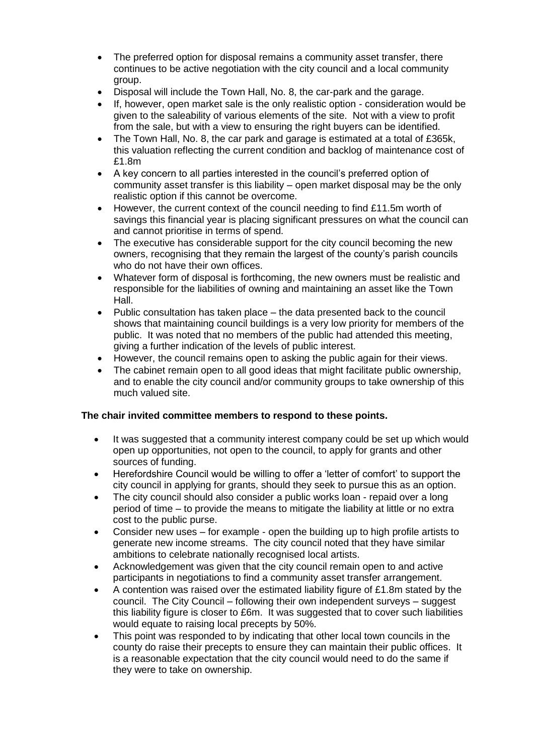- The preferred option for disposal remains a community asset transfer, there continues to be active negotiation with the city council and a local community group.
- Disposal will include the Town Hall, No. 8, the car-park and the garage.
- If, however, open market sale is the only realistic option - consideration would be given to the saleability of various elements of the site. Not with a view to profit from the sale, but with a view to ensuring the right buyers can be identified.
- The Town Hall, No. 8, the car park and garage is estimated at a total of £365k, this valuation reflecting the current condition and backlog of maintenance cost of £1.8m
- A key concern to all parties interested in the council's preferred option of community asset transfer is this liability – open market disposal may be the only realistic option if this cannot be overcome.
- However, the current context of the council needing to find £11.5m worth of savings this financial year is placing significant pressures on what the council can and cannot prioritise in terms of spend.
- The executive has considerable support for the city council becoming the new owners, recognising that they remain the largest of the county's parish councils who do not have their own offices.
- Whatever form of disposal is forthcoming, the new owners must be realistic and responsible for the liabilities of owning and maintaining an asset like the Town Hall.
- Public consultation has taken place – the data presented back to the council shows that maintaining council buildings is a very low priority for members of the public. It was noted that no members of the public had attended this meeting, giving a further indication of the levels of public interest.
- However, the council remains open to asking the public again for their views.
- The cabinet remain open to all good ideas that might facilitate public ownership, and to enable the city council and/or community groups to take ownership of this much valued site.

**The chair invited committee members to respond to these points.**

- It was suggested that a community interest company could be set up which would open up opportunities, not open to the council, to apply for grants and other sources of funding.
- Herefordshire Council would be willing to offer a 'letter of comfort' to support the city council in applying for grants, should they seek to pursue this as an option.
- The city council should also consider a public works loan - repaid over a long period of time – to provide the means to mitigate the liability at little or no extra cost to the public purse.
- Consider new uses – for example - open the building up to high profile artists to generate new income streams. The city council noted that they have similar ambitions to celebrate nationally recognised local artists.
- Acknowledgement was given that the city council remain open to and active participants in negotiations to find a community asset transfer arrangement.
- A contention was raised over the estimated liability figure of £1.8m stated by the council. The City Council – following their own independent surveys – suggest this liability figure is closer to £6m. It was suggested that to cover such liabilities would equate to raising local precepts by 50%.
- This point was responded to by indicating that other local town councils in the county do raise their precepts to ensure they can maintain their public offices. It is a reasonable expectation that the city council would need to do the same if they were to take on ownership.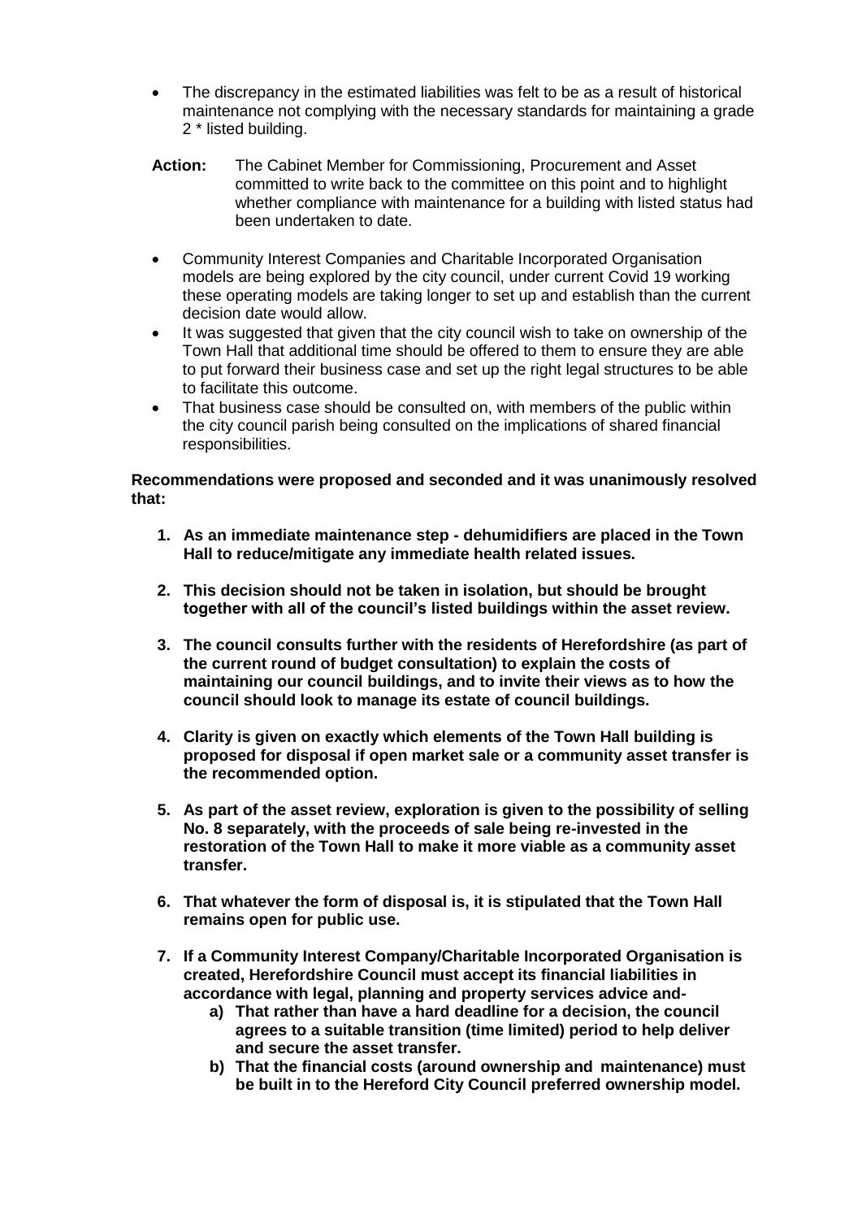- The discrepancy in the estimated liabilities was felt to be as a result of historical maintenance not complying with the necessary standards for maintaining a grade 2 * listed building.

**Action:** The Cabinet Member for Commissioning, Procurement and Asset committed to write back to the committee on this point and to highlight whether compliance with maintenance for a building with listed status had been undertaken to date.

- Community Interest Companies and Charitable Incorporated Organisation models are being explored by the city council, under current Covid 19 working these operating models are taking longer to set up and establish than the current decision date would allow.
- It was suggested that given that the city council wish to take on ownership of the Town Hall that additional time should be offered to them to ensure they are able to put forward their business case and set up the right legal structures to be able to facilitate this outcome.
- That business case should be consulted on, with members of the public within the city council parish being consulted on the implications of shared financial responsibilities.

**Recommendations were proposed and seconded and it was unanimously resolved that:**

1. **As an immediate maintenance step - dehumidifiers are placed in the Town Hall to reduce/mitigate any immediate health related issues.**
2. **This decision should not be taken in isolation, but should be brought together with all of the council's listed buildings within the asset review.**
3. **The council consults further with the residents of Herefordshire (as part of the current round of budget consultation) to explain the costs of maintaining our council buildings, and to invite their views as to how the council should look to manage its estate of council buildings.**
4. **Clarity is given on exactly which elements of the Town Hall building is proposed for disposal if open market sale or a community asset transfer is the recommended option.**
5. **As part of the asset review, exploration is given to the possibility of selling No. 8 separately, with the proceeds of sale being re-invested in the restoration of the Town Hall to make it more viable as a community asset transfer.**
6. **That whatever the form of disposal is, it is stipulated that the Town Hall remains open for public use.**
7. **If a Community Interest Company/Charitable Incorporated Organisation is created, Herefordshire Council must accept its financial liabilities in accordance with legal, planning and property services advice and-**
    a) **That rather than have a hard deadline for a decision, the council agrees to a suitable transition (time limited) period to help deliver and secure the asset transfer.**
    b) **That the financial costs (around ownership and maintenance) must be built in to the Hereford City Council preferred ownership model.**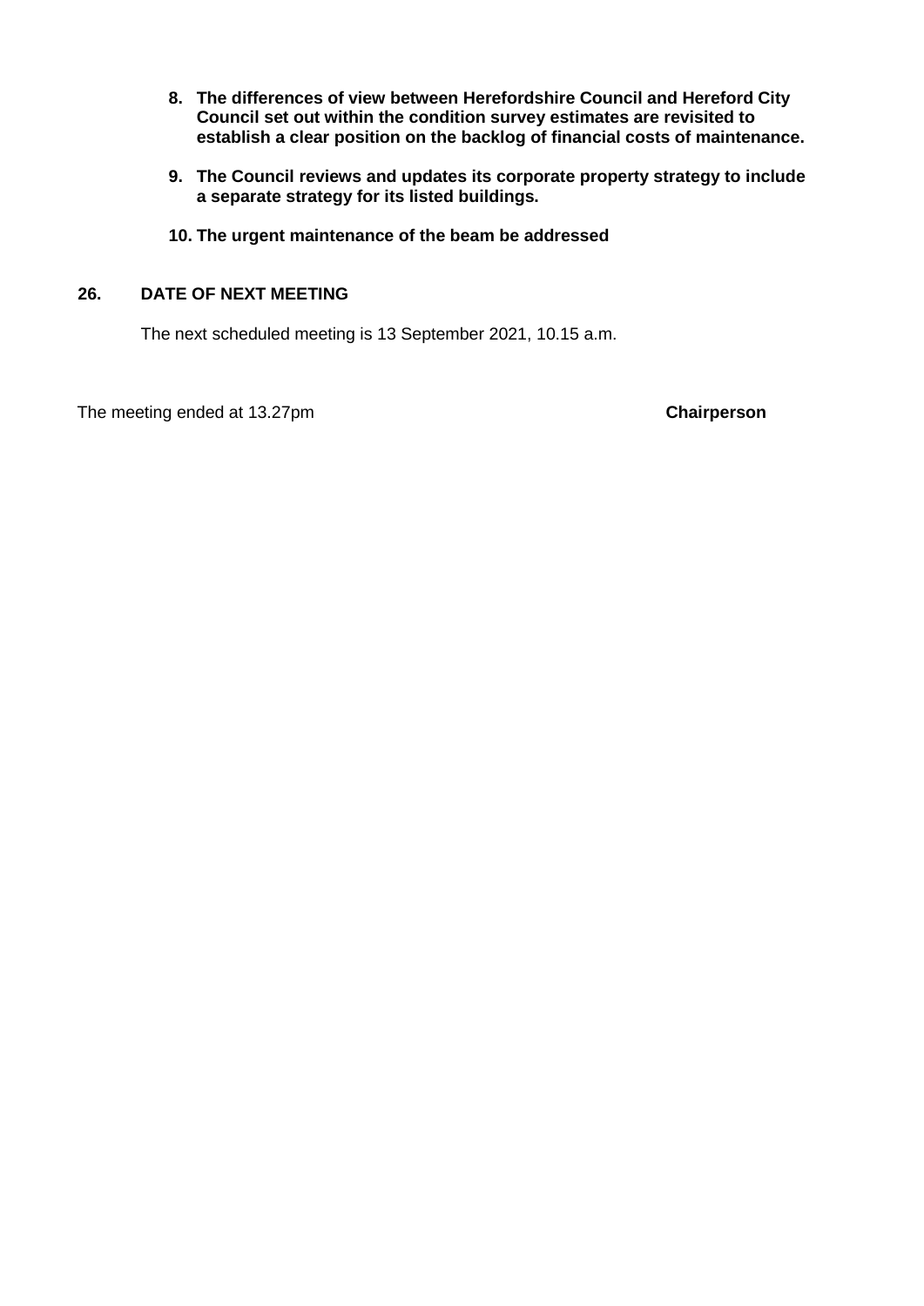8. **The differences of view between Herefordshire Council and Hereford City Council set out within the condition survey estimates are revisited to establish a clear position on the backlog of financial costs of maintenance.**

9. **The Council reviews and updates its corporate property strategy to include a separate strategy for its listed buildings.**

10. **The urgent maintenance of the beam be addressed**

## 26. DATE OF NEXT MEETING

The next scheduled meeting is 13 September 2021, 10.15 a.m.

The meeting ended at 13.27pm **Chairperson**